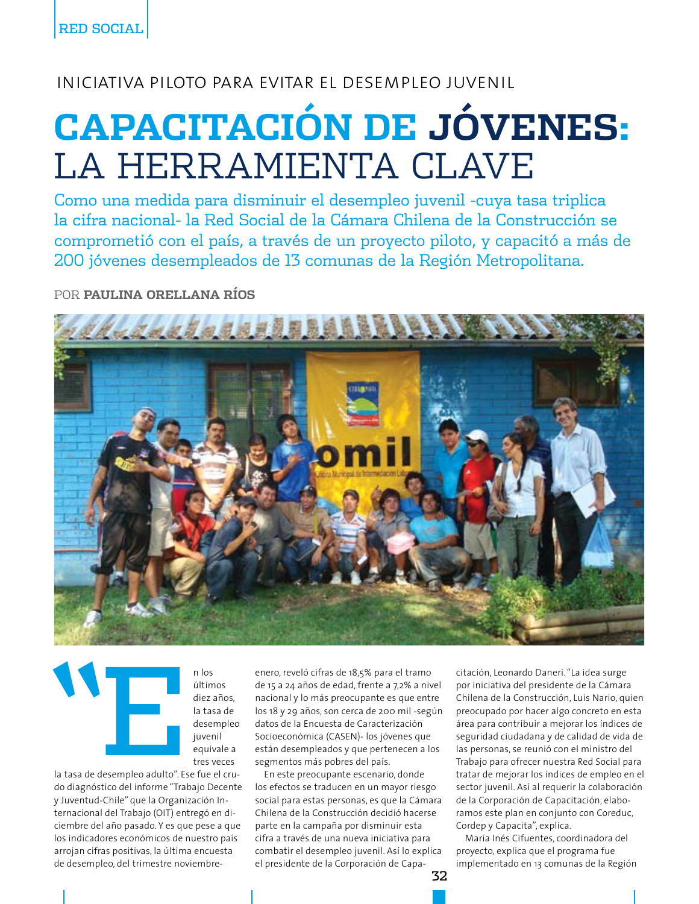RED SOCIAL

INICIATIVA PILOTO PARA EVITAR EL DESEMPLEO JUVENIL

# CAPACITACIÓN DE JÓVENES: LA HERRAMIENTA CLAVE

Como una medida para disminuir el desempleo juvenil -cuya tasa triplica la cifra nacional- la Red Social de la Cámara Chilena de la Construcción se comprometió con el país, a través de un proyecto piloto, y capacitó a más de 200 jóvenes desempleados de 13 comunas de la Región Metropolitana.

POR **PAULINA ORELLANA RÍOS**

"En los últimos diez años, la tasa de desempleo juvenil equivale a tres veces la tasa de desempleo adulto". Ese fue el crudo diagnóstico del informe "Trabajo Decente y Juventud-Chile" que la Organización Internacional del Trabajo (OIT) entregó en diciembre del año pasado. Y es que pese a que los indicadores económicos de nuestro país arrojan cifras positivas, la última encuesta de desempleo, del trimestre noviembre-enero, reveló cifras de 18,5% para el tramo de 15 a 24 años de edad, frente a 7,2% a nivel nacional y lo más preocupante es que entre los 18 y 29 años, son cerca de 200 mil -según datos de la Encuesta de Caracterización Socioeconómica (CASEN)- los jóvenes que están desempleados y que pertenecen a los segmentos más pobres del país.

En este preocupante escenario, donde los efectos se traducen en un mayor riesgo social para estas personas, es que la Cámara Chilena de la Construcción decidió hacerse parte en la campaña por disminuir esta cifra a través de una nueva iniciativa para combatir el desempleo juvenil. Así lo explica el presidente de la Corporación de Capacitación, Leonardo Daneri. "La idea surge por iniciativa del presidente de la Cámara Chilena de la Construcción, Luis Nario, quien preocupado por hacer algo concreto en esta área para contribuir a mejorar los índices de seguridad ciudadana y de calidad de vida de las personas, se reunió con el ministro del Trabajo para ofrecer nuestra Red Social para tratar de mejorar los índices de empleo en el sector juvenil. Así al requerir la colaboración de la Corporación de Capacitación, elaboramos este plan en conjunto con Coreduc, Cordep y Capacita", explica.

María Inés Cifuentes, coordinadora del proyecto, explica que el programa fue implementado en 13 comunas de la Región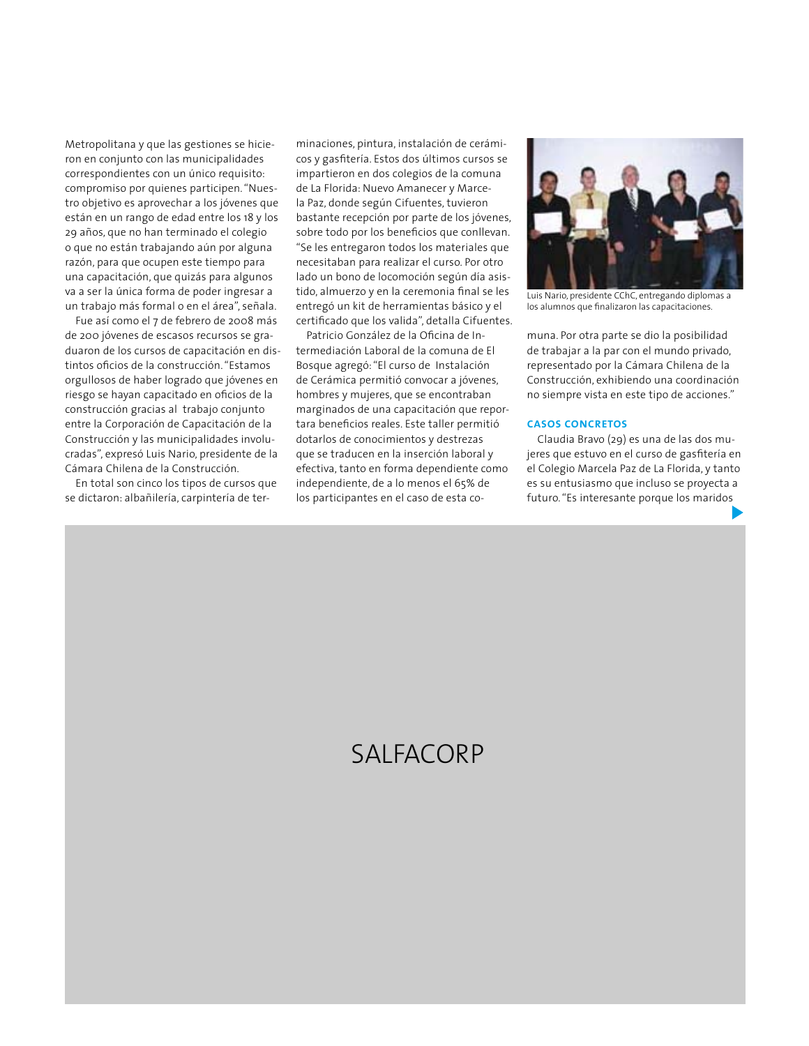Metropolitana y que las gestiones se hicieron en conjunto con las municipalidades correspondientes con un único requisito: compromiso por quienes participen. "Nuestro objetivo es aprovechar a los jóvenes que están en un rango de edad entre los 18 y los 29 años, que no han terminado el colegio o que no están trabajando aún por alguna razón, para que ocupen este tiempo para una capacitación, que quizás para algunos va a ser la única forma de poder ingresar a un trabajo más formal o en el área", señala.

Fue así como el 7 de febrero de 2008 más de 200 jóvenes de escasos recursos se graduaron de los cursos de capacitación en distintos oficios de la construcción. "Estamos orgullosos de haber logrado que jóvenes en riesgo se hayan capacitado en oficios de la construcción gracias al trabajo conjunto entre la Corporación de Capacitación de la Construcción y las municipalidades involucradas", expresó Luis Nario, presidente de la Cámara Chilena de la Construcción.

En total son cinco los tipos de cursos que se dictaron: albañilería, carpintería de terminaciones, pintura, instalación de cerámicos y gasfitería. Estos dos últimos cursos se impartieron en dos colegios de la comuna de La Florida: Nuevo Amanecer y Marcela Paz, donde según Cifuentes, tuvieron bastante recepción por parte de los jóvenes, sobre todo por los beneficios que conllevan. "Se les entregaron todos los materiales que necesitaban para realizar el curso. Por otro lado un bono de locomoción según día asistido, almuerzo y en la ceremonia final se les entregó un kit de herramientas básico y el certificado que los valida", detalla Cifuentes.

Patricio González de la Oficina de Intermediación Laboral de la comuna de El Bosque agregó: "El curso de Instalación de Cerámica permitió convocar a jóvenes, hombres y mujeres, que se encontraban marginados de una capacitación que reportara beneficios reales. Este taller permitió dotarlos de conocimientos y destrezas que se traducen en la inserción laboral y efectiva, tanto en forma dependiente como independiente, de a lo menos el 65% de los participantes en el caso de esta comuna. Por otra parte se dio la posibilidad de trabajar a la par con el mundo privado, representado por la Cámara Chilena de la Construcción, exhibiendo una coordinación no siempre vista en este tipo de acciones."

Luis Nario, presidente CChC, entregando diplomas a los alumnos que finalizaron las capacitaciones.

### CASOS CONCRETOS

Claudia Bravo (29) es una de las dos mujeres que estuvo en el curso de gasfitería en el Colegio Marcela Paz de La Florida, y tanto es su entusiasmo que incluso se proyecta a futuro. "Es interesante porque los maridos

SALFACORP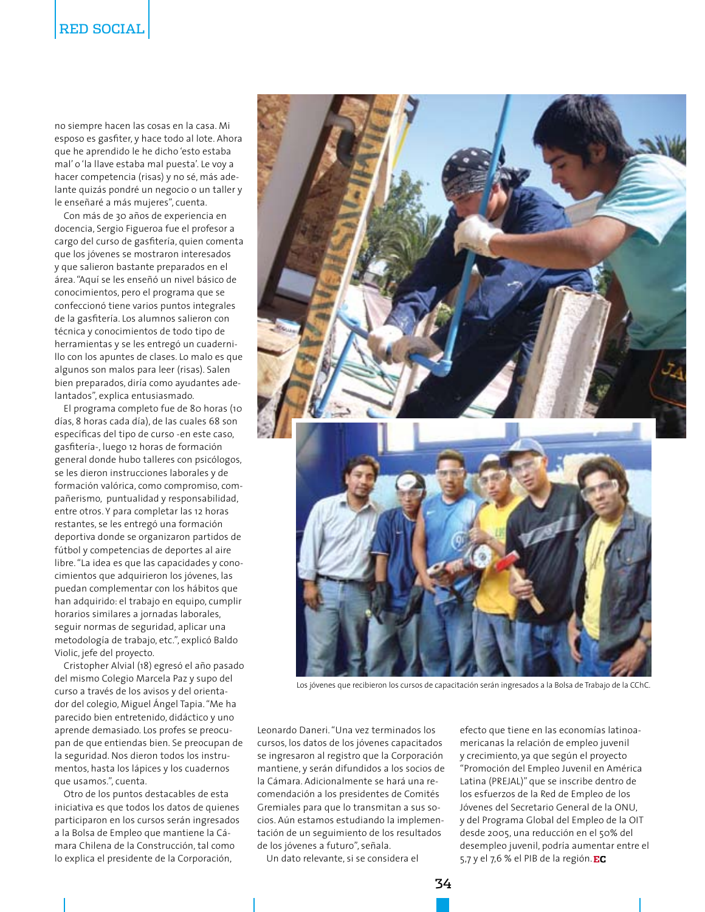no siempre hacen las cosas en la casa. Mi esposo es gasfiter, y hace todo al lote. Ahora que he aprendido le he dicho 'esto estaba mal' o 'la llave estaba mal puesta'. Le voy a hacer competencia (risas) y no sé, más adelante quizás pondré un negocio o un taller y le enseñaré a más mujeres", cuenta.

Con más de 30 años de experiencia en docencia, Sergio Figueroa fue el profesor a cargo del curso de gasfitería, quien comenta que los jóvenes se mostraron interesados y que salieron bastante preparados en el área. "Aquí se les enseñó un nivel básico de conocimientos, pero el programa que se confeccionó tiene varios puntos integrales de la gasfitería. Los alumnos salieron con técnica y conocimientos de todo tipo de herramientas y se les entregó un cuadernillo con los apuntes de clases. Lo malo es que algunos son malos para leer (risas). Salen bien preparados, diría como ayudantes adelantados", explica entusiasmado.

El programa completo fue de 80 horas (10 días, 8 horas cada día), de las cuales 68 son específicas del tipo de curso -en este caso, gasfitería-, luego 12 horas de formación general donde hubo talleres con psicólogos, se les dieron instrucciones laborales y de formación valórica, como compromiso, compañerismo, puntualidad y responsabilidad, entre otros. Y para completar las 12 horas restantes, se les entregó una formación deportiva donde se organizaron partidos de fútbol y competencias de deportes al aire libre. "La idea es que las capacidades y conocimientos que adquirieron los jóvenes, las puedan complementar con los hábitos que han adquirido: el trabajo en equipo, cumplir horarios similares a jornadas laborales, seguir normas de seguridad, aplicar una metodología de trabajo, etc.", explicó Baldo Violic, jefe del proyecto.

Cristopher Alvial (18) egresó el año pasado del mismo Colegio Marcela Paz y supo del curso a través de los avisos y del orientador del colegio, Miguel Ángel Tapia. "Me ha parecido bien entretenido, didáctico y uno aprende demasiado. Los profes se preocupan de que entiendas bien. Se preocupan de la seguridad. Nos dieron todos los instrumentos, hasta los lápices y los cuadernos que usamos.", cuenta.

Otro de los puntos destacables de esta iniciativa es que todos los datos de quienes participaron en los cursos serán ingresados a la Bolsa de Empleo que mantiene la Cámara Chilena de la Construcción, tal como lo explica el presidente de la Corporación, Leonardo Daneri. "Una vez terminados los cursos, los datos de los jóvenes capacitados se ingresaron al registro que la Corporación mantiene, y serán difundidos a los socios de la Cámara. Adicionalmente se hará una recomendación a los presidentes de Comités Gremiales para que lo transmitan a sus socios. Aún estamos estudiando la implementación de un seguimiento de los resultados de los jóvenes a futuro", señala.

Un dato relevante, si se considera el efecto que tiene en las economías latinoamericanas la relación de empleo juvenil y crecimiento, ya que según el proyecto "Promoción del Empleo Juvenil en América Latina (PREJAL)" que se inscribe dentro de los esfuerzos de la Red de Empleo de los Jóvenes del Secretario General de la ONU, y del Programa Global del Empleo de la OIT desde 2005, una reducción en el 50% del desempleo juvenil, podría aumentar entre el 5,7 y el 7,6 % el PIB de la región. **EC**

Los jóvenes que recibieron los cursos de capacitación serán ingresados a la Bolsa de Trabajo de la CChC.